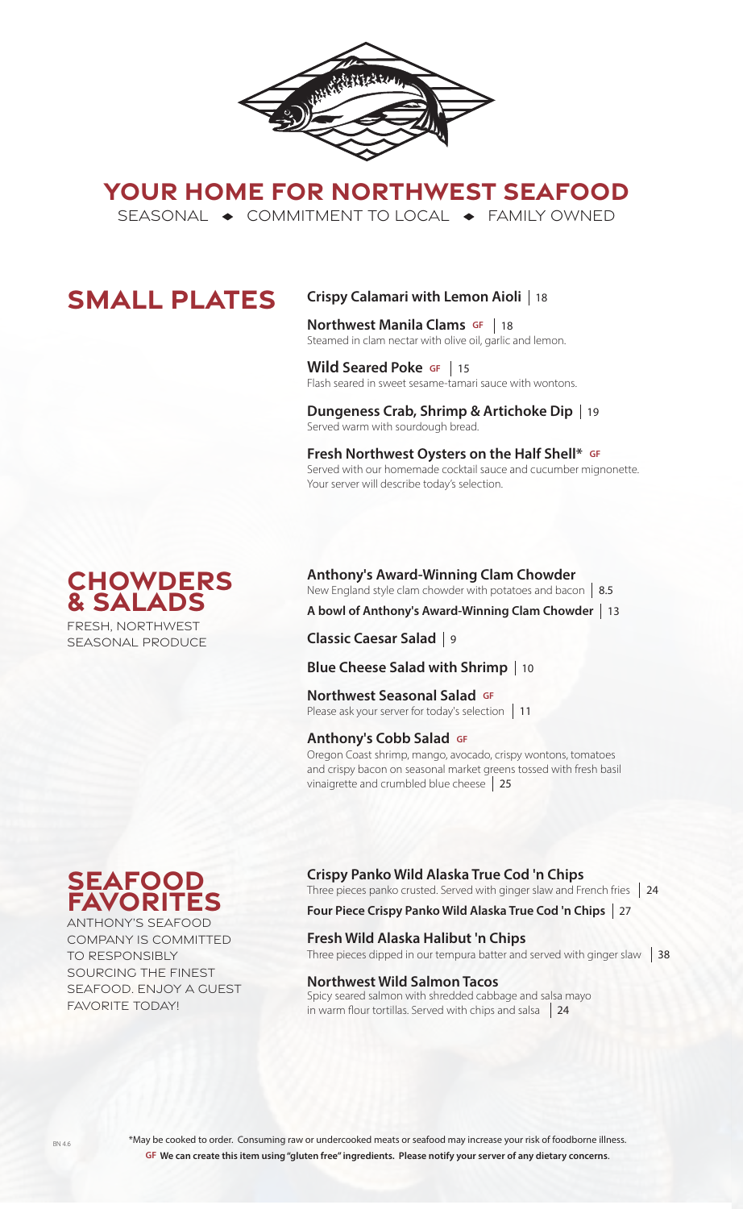# YOUR HOME FOR NORTHWEST SEAFOOD

SEASONAL ◆ COMMITMENT TO LOCAL ◆ FAMILY OWNED

## SMALL PLATES

**Crispy Calamari with Lemon Aioli** | 18

**Northwest Manila Clams** GF | 18
Steamed in clam nectar with olive oil, garlic and lemon.

**Wild Seared Poke** GF | 15
Flash seared in sweet sesame-tamari sauce with wontons.

**Dungeness Crab, Shrimp & Artichoke Dip** | 19
Served warm with sourdough bread.

**Fresh Northwest Oysters on the Half Shell*** GF
Served with our homemade cocktail sauce and cucumber mignonette. Your server will describe today's selection.

## CHOWDERS & SALADS

FRESH, NORTHWEST SEASONAL PRODUCE

**Anthony's Award-Winning Clam Chowder**
New England style clam chowder with potatoes and bacon | 8.5

**A bowl of Anthony's Award-Winning Clam Chowder** | 13

**Classic Caesar Salad** | 9

**Blue Cheese Salad with Shrimp** | 10

**Northwest Seasonal Salad** GF
Please ask your server for today's selection | 11

**Anthony's Cobb Salad** GF
Oregon Coast shrimp, mango, avocado, crispy wontons, tomatoes and crispy bacon on seasonal market greens tossed with fresh basil vinaigrette and crumbled blue cheese | 25

## SEAFOOD FAVORITES

ANTHONY'S SEAFOOD COMPANY IS COMMITTED TO RESPONSIBLY SOURCING THE FINEST SEAFOOD. ENJOY A GUEST FAVORITE TODAY!

**Crispy Panko Wild Alaska True Cod 'n Chips**
Three pieces panko crusted. Served with ginger slaw and French fries | 24

**Four Piece Crispy Panko Wild Alaska True Cod 'n Chips** | 27

**Fresh Wild Alaska Halibut 'n Chips**
Three pieces dipped in our tempura batter and served with ginger slaw | 38

**Northwest Wild Salmon Tacos**
Spicy seared salmon with shredded cabbage and salsa mayo in warm flour tortillas. Served with chips and salsa | 24

BN 4.6

*May be cooked to order. Consuming raw or undercooked meats or seafood may increase your risk of foodborne illness.

**GF We can create this item using "gluten free" ingredients. Please notify your server of any dietary concerns.**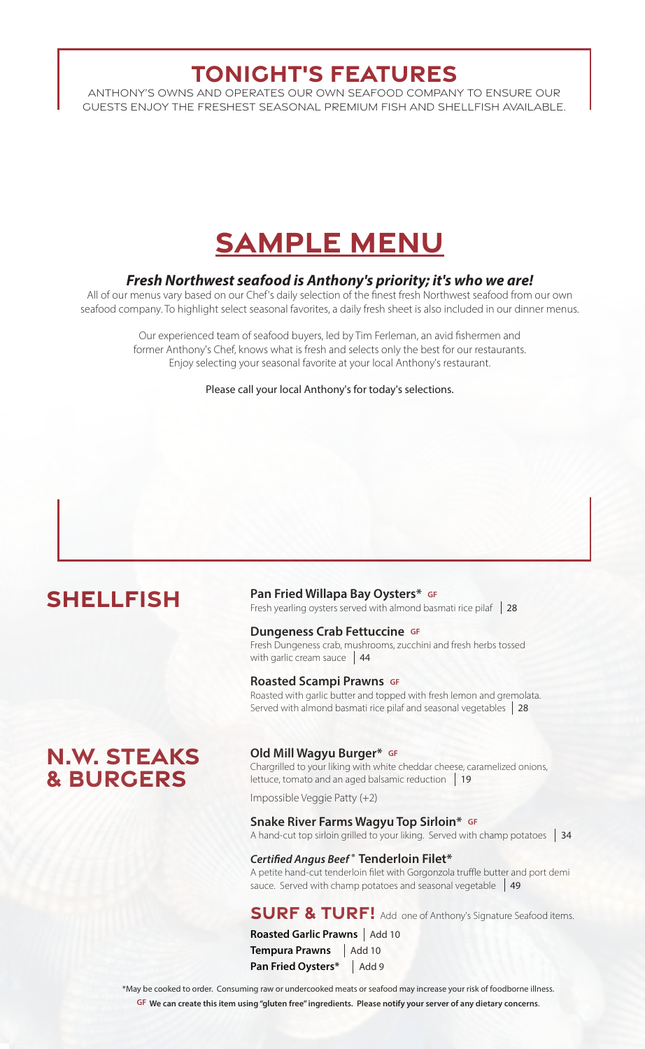# TONIGHT'S FEATURES

ANTHONY'S OWNS AND OPERATES OUR OWN SEAFOOD COMPANY TO ENSURE OUR GUESTS ENJOY THE FRESHEST SEASONAL PREMIUM FISH AND SHELLFISH AVAILABLE.

# SAMPLE MENU

***Fresh Northwest seafood is Anthony's priority; it's who we are!***

All of our menus vary based on our Chef's daily selection of the finest fresh Northwest seafood from our own seafood company. To highlight select seasonal favorites, a daily fresh sheet is also included in our dinner menus.

Our experienced team of seafood buyers, led by Tim Ferleman, an avid fishermen and former Anthony's Chef, knows what is fresh and selects only the best for our restaurants. Enjoy selecting your seasonal favorite at your local Anthony's restaurant.

Please call your local Anthony's for today's selections.

## SHELLFISH

**Pan Fried Willapa Bay Oysters\*** GF
Fresh yearling oysters served with almond basmati rice pilaf | 28

**Dungeness Crab Fettuccine** GF
Fresh Dungeness crab, mushrooms, zucchini and fresh herbs tossed with garlic cream sauce | 44

**Roasted Scampi Prawns** GF
Roasted with garlic butter and topped with fresh lemon and gremolata. Served with almond basmati rice pilaf and seasonal vegetables | 28

## N.W. STEAKS & BURGERS

**Old Mill Wagyu Burger\*** GF
Chargrilled to your liking with white cheddar cheese, caramelized onions, lettuce, tomato and an aged balsamic reduction | 19

Impossible Veggie Patty (+2)

**Snake River Farms Wagyu Top Sirloin\*** GF
A hand-cut top sirloin grilled to your liking. Served with champ potatoes | 34

***Certified Angus Beef*® Tenderloin Filet\***
A petite hand-cut tenderloin filet with Gorgonzola truffle butter and port demi sauce. Served with champ potatoes and seasonal vegetable | 49

### SURF & TURF! Add one of Anthony's Signature Seafood items.

**Roasted Garlic Prawns** | Add 10
**Tempura Prawns** | Add 10
**Pan Fried Oysters\*** | Add 9

\*May be cooked to order. Consuming raw or undercooked meats or seafood may increase your risk of foodborne illness.

**GF We can create this item using "gluten free" ingredients. Please notify your server of any dietary concerns.**